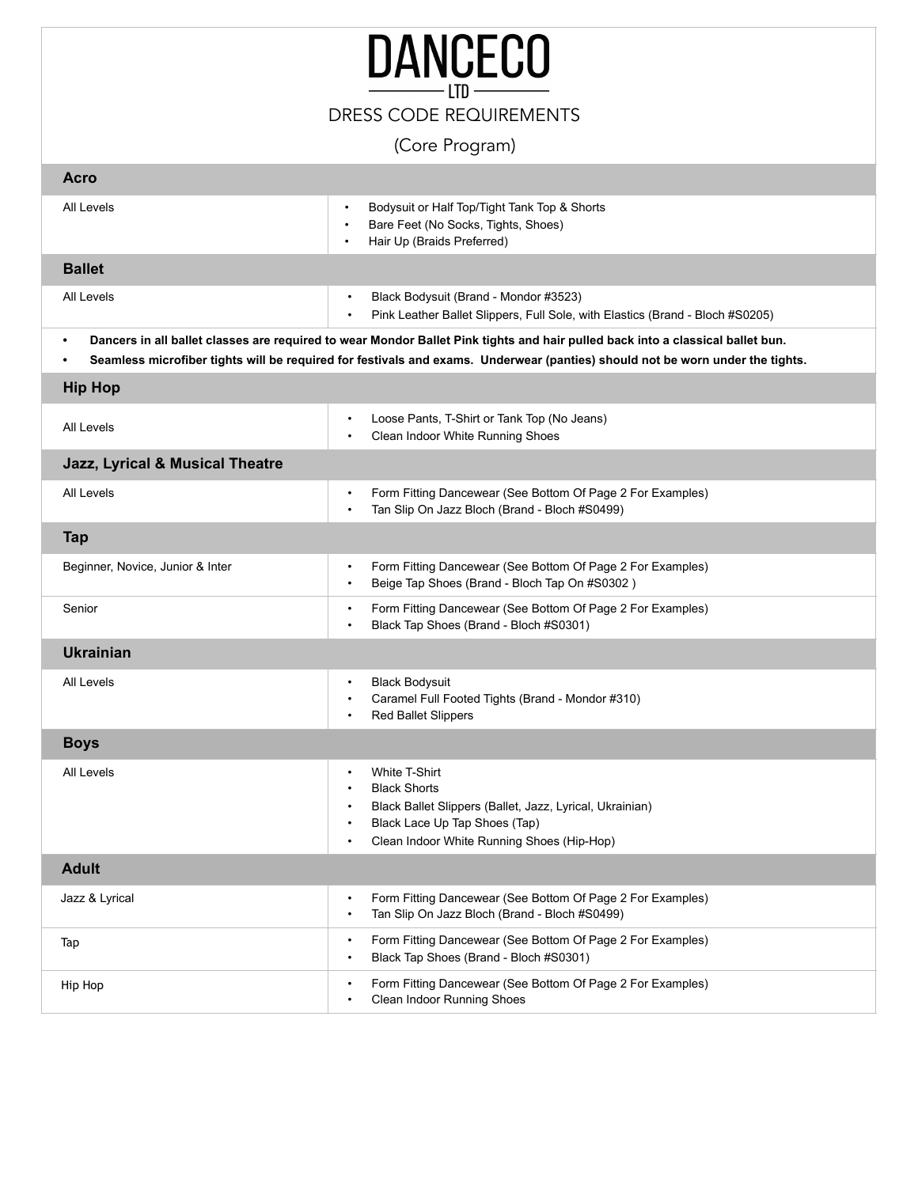# DANCECO LTD

DRESS CODE REQUIREMENTS

(Core Program)

| Acro | |
|---|---|
| All Levels | • Bodysuit or Half Top/Tight Tank Top & Shorts<br>• Bare Feet (No Socks, Tights, Shoes)<br>• Hair Up (Braids Preferred) |
| **Ballet** | |
| All Levels | • Black Bodysuit (Brand - Mondor #3523)<br>• Pink Leather Ballet Slippers, Full Sole, with Elastics (Brand - Bloch #S0205) |
| **• Dancers in all ballet classes are required to wear Mondor Ballet Pink tights and hair pulled back into a classical ballet bun.**<br>**• Seamless microfiber tights will be required for festivals and exams. Underwear (panties) should not be worn under the tights.** | |
| **Hip Hop** | |
| All Levels | • Loose Pants, T-Shirt or Tank Top (No Jeans)<br>• Clean Indoor White Running Shoes |
| **Jazz, Lyrical & Musical Theatre** | |
| All Levels | • Form Fitting Dancewear (See Bottom Of Page 2 For Examples)<br>• Tan Slip On Jazz Bloch (Brand - Bloch #S0499) |
| **Tap** | |
| Beginner, Novice, Junior & Inter | • Form Fitting Dancewear (See Bottom Of Page 2 For Examples)<br>• Beige Tap Shoes (Brand - Bloch Tap On #S0302 ) |
| Senior | • Form Fitting Dancewear (See Bottom Of Page 2 For Examples)<br>• Black Tap Shoes (Brand - Bloch #S0301) |
| **Ukrainian** | |
| All Levels | • Black Bodysuit<br>• Caramel Full Footed Tights (Brand - Mondor #310)<br>• Red Ballet Slippers |
| **Boys** | |
| All Levels | • White T-Shirt<br>• Black Shorts<br>• Black Ballet Slippers (Ballet, Jazz, Lyrical, Ukrainian)<br>• Black Lace Up Tap Shoes (Tap)<br>• Clean Indoor White Running Shoes (Hip-Hop) |
| **Adult** | |
| Jazz & Lyrical | • Form Fitting Dancewear (See Bottom Of Page 2 For Examples)<br>• Tan Slip On Jazz Bloch (Brand - Bloch #S0499) |
| Tap | • Form Fitting Dancewear (See Bottom Of Page 2 For Examples)<br>• Black Tap Shoes (Brand - Bloch #S0301) |
| Hip Hop | • Form Fitting Dancewear (See Bottom Of Page 2 For Examples)<br>• Clean Indoor Running Shoes |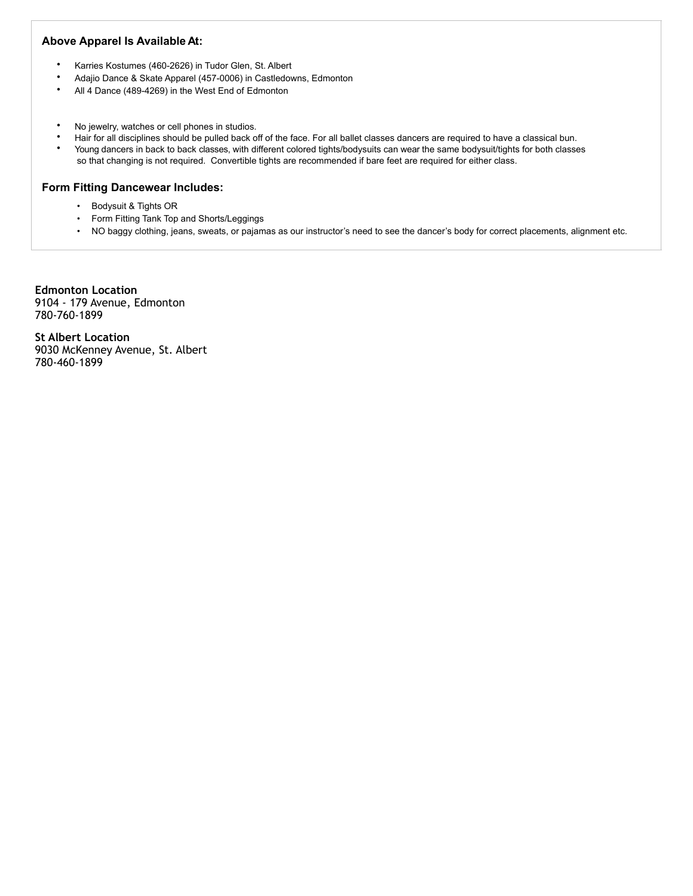### Above Apparel Is Available At:

- Karries Kostumes (460-2626) in Tudor Glen, St. Albert
- Adajio Dance & Skate Apparel (457-0006) in Castledowns, Edmonton
- All 4 Dance (489-4269) in the West End of Edmonton

- No jewelry, watches or cell phones in studios.
- Hair for all disciplines should be pulled back off of the face. For all ballet classes dancers are required to have a classical bun.
- Young dancers in back to back classes, with different colored tights/bodysuits can wear the same bodysuit/tights for both classes so that changing is not required. Convertible tights are recommended if bare feet are required for either class.

### Form Fitting Dancewear Includes:

- Bodysuit & Tights OR
- Form Fitting Tank Top and Shorts/Leggings
- NO baggy clothing, jeans, sweats, or pajamas as our instructor's need to see the dancer's body for correct placements, alignment etc.

**Edmonton Location**
9104 - 179 Avenue, Edmonton
780-760-1899

**St Albert Location**
9030 McKenney Avenue, St. Albert
780-460-1899